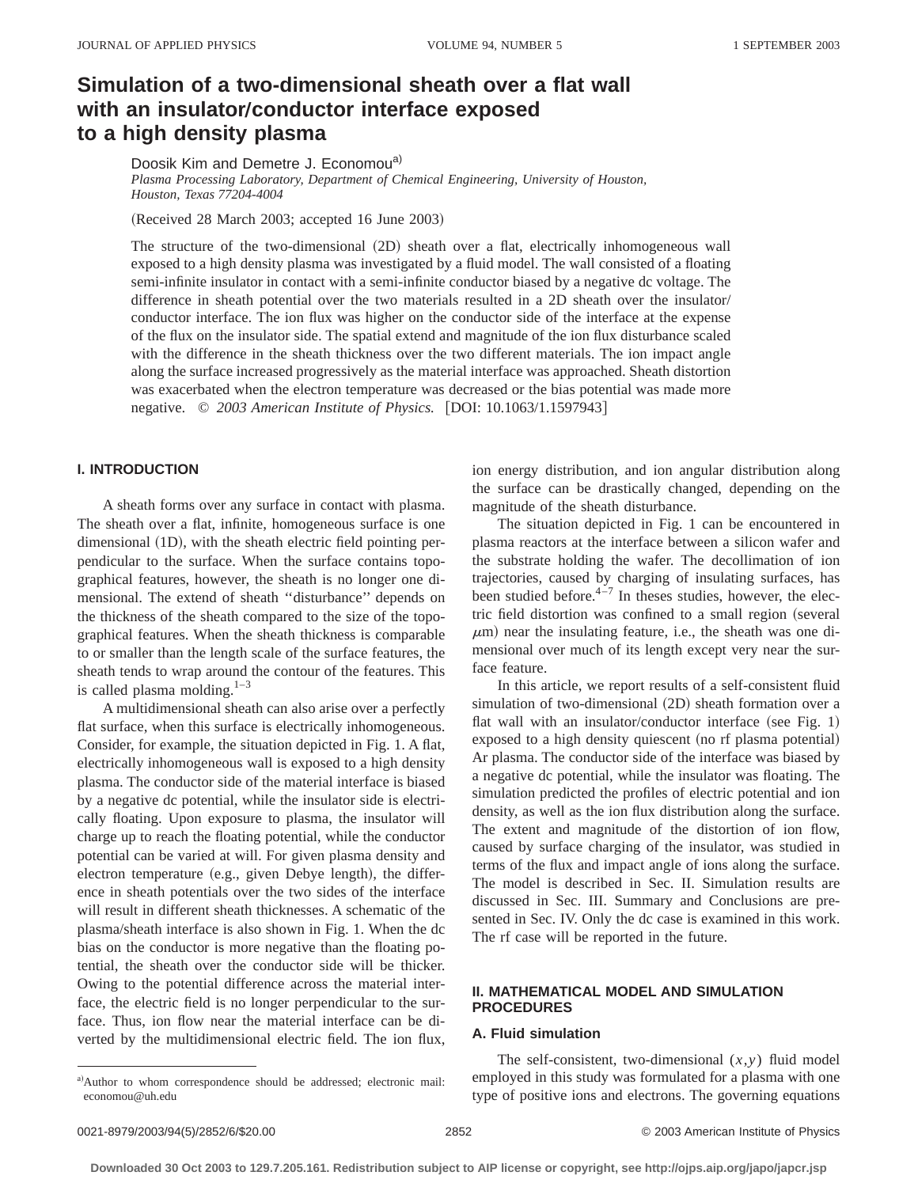# Simulation of a two-dimensional sheath over a flat wall with an insulator/conductor interface exposed to a high density plasma

Doosik Kim and Demetre J. Economou[a)]

*Plasma Processing Laboratory, Department of Chemical Engineering, University of Houston, Houston, Texas 77204-4004*

(Received 28 March 2003; accepted 16 June 2003)

The structure of the two-dimensional (2D) sheath over a flat, electrically inhomogeneous wall exposed to a high density plasma was investigated by a fluid model. The wall consisted of a floating semi-infinite insulator in contact with a semi-infinite conductor biased by a negative dc voltage. The difference in sheath potential over the two materials resulted in a 2D sheath over the insulator/conductor interface. The ion flux was higher on the conductor side of the interface at the expense of the flux on the insulator side. The spatial extend and magnitude of the ion flux disturbance scaled with the difference in the sheath thickness over the two different materials. The ion impact angle along the surface increased progressively as the material interface was approached. Sheath distortion was exacerbated when the electron temperature was decreased or the bias potential was made more negative. © *2003 American Institute of Physics.* [DOI: 10.1063/1.1597943]

## I. INTRODUCTION

A sheath forms over any surface in contact with plasma. The sheath over a flat, infinite, homogeneous surface is one dimensional (1D), with the sheath electric field pointing perpendicular to the surface. When the surface contains topographical features, however, the sheath is no longer one dimensional. The extend of sheath "disturbance" depends on the thickness of the sheath compared to the size of the topographical features. When the sheath thickness is comparable to or smaller than the length scale of the surface features, the sheath tends to wrap around the contour of the features. This is called plasma molding.[1–3]

A multidimensional sheath can also arise over a perfectly flat surface, when this surface is electrically inhomogeneous. Consider, for example, the situation depicted in Fig. 1. A flat, electrically inhomogeneous wall is exposed to a high density plasma. The conductor side of the material interface is biased by a negative dc potential, while the insulator side is electrically floating. Upon exposure to plasma, the insulator will charge up to reach the floating potential, while the conductor potential can be varied at will. For given plasma density and electron temperature (e.g., given Debye length), the difference in sheath potentials over the two sides of the interface will result in different sheath thicknesses. A schematic of the plasma/sheath interface is also shown in Fig. 1. When the dc bias on the conductor is more negative than the floating potential, the sheath over the conductor side will be thicker. Owing to the potential difference across the material interface, the electric field is no longer perpendicular to the surface. Thus, ion flow near the material interface can be diverted by the multidimensional electric field. The ion flux, ion energy distribution, and ion angular distribution along the surface can be drastically changed, depending on the magnitude of the sheath disturbance.

The situation depicted in Fig. 1 can be encountered in plasma reactors at the interface between a silicon wafer and the substrate holding the wafer. The decollimation of ion trajectories, caused by charging of insulating surfaces, has been studied before.[4–7] In theses studies, however, the electric field distortion was confined to a small region (several $\mu$m) near the insulating feature, i.e., the sheath was one dimensional over much of its length except very near the surface feature.

In this article, we report results of a self-consistent fluid simulation of two-dimensional (2D) sheath formation over a flat wall with an insulator/conductor interface (see Fig. 1) exposed to a high density quiescent (no rf plasma potential) Ar plasma. The conductor side of the interface was biased by a negative dc potential, while the insulator was floating. The simulation predicted the profiles of electric potential and ion density, as well as the ion flux distribution along the surface. The extent and magnitude of the distortion of ion flow, caused by surface charging of the insulator, was studied in terms of the flux and impact angle of ions along the surface. The model is described in Sec. II. Simulation results are discussed in Sec. III. Summary and Conclusions are presented in Sec. IV. Only the dc case is examined in this work. The rf case will be reported in the future.

## II. MATHEMATICAL MODEL AND SIMULATION PROCEDURES

### A. Fluid simulation

The self-consistent, two-dimensional $(x,y)$ fluid model employed in this study was formulated for a plasma with one type of positive ions and electrons. The governing equations

---

[a)]Author to whom correspondence should be addressed; electronic mail: economou@uh.edu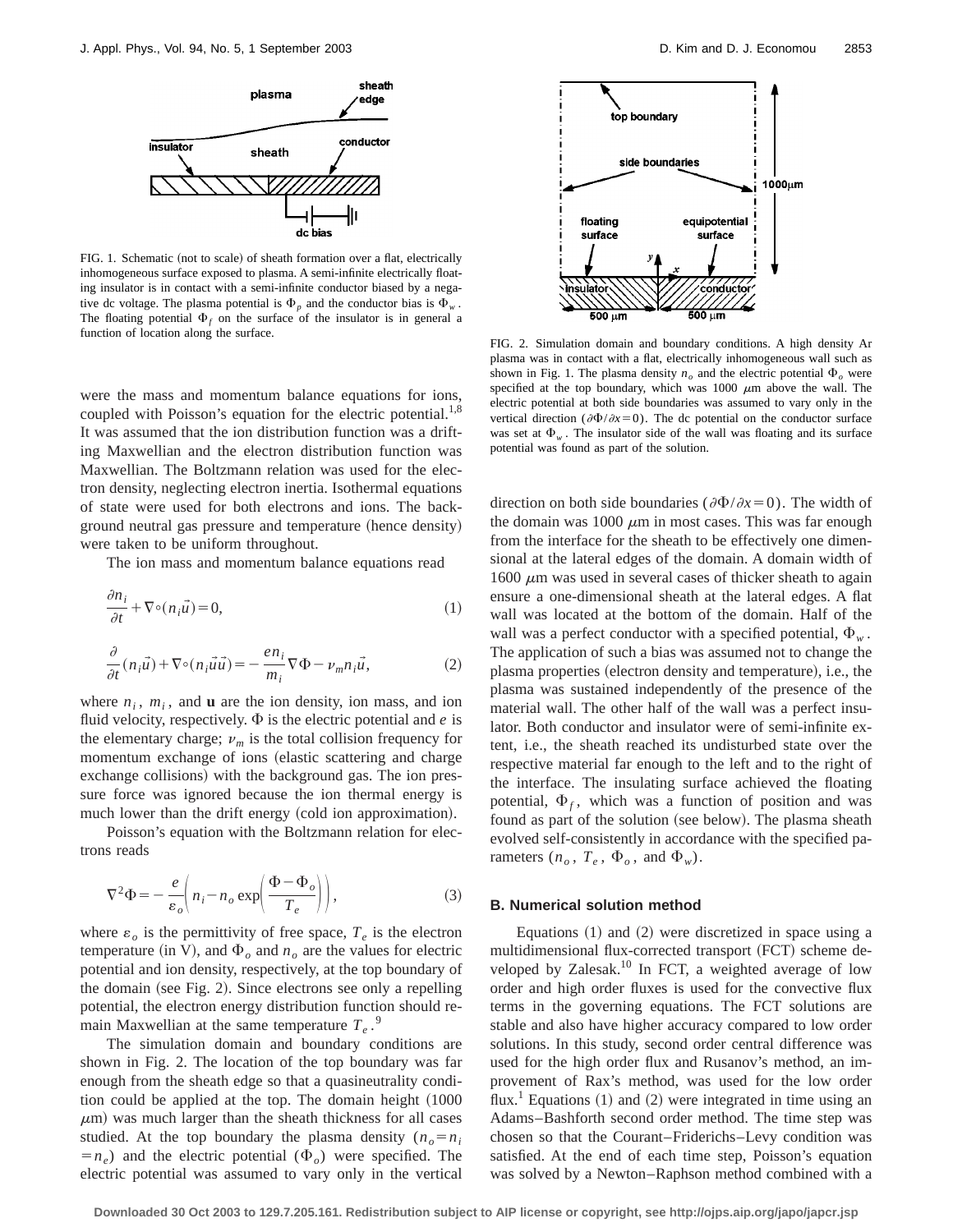FIG. 1. Schematic (not to scale) of sheath formation over a flat, electrically inhomogeneous surface exposed to plasma. A semi-infinite electrically floating insulator is in contact with a semi-infinite conductor biased by a negative dc voltage. The plasma potential is $\Phi_p$ and the conductor bias is $\Phi_w$. The floating potential $\Phi_f$ on the surface of the insulator is in general a function of location along the surface.

were the mass and momentum balance equations for ions, coupled with Poisson's equation for the electric potential.[1,8] It was assumed that the ion distribution function was a drifting Maxwellian and the electron distribution function was Maxwellian. The Boltzmann relation was used for the electron density, neglecting electron inertia. Isothermal equations of state were used for both electrons and ions. The background neutral gas pressure and temperature (hence density) were taken to be uniform throughout.

The ion mass and momentum balance equations read

$$\frac{\partial n_i}{\partial t} + \nabla \circ (n_i \vec{u}) = 0, \tag{1}$$

$$\frac{\partial}{\partial t}(n_i \vec{u}) + \nabla \circ (n_i \vec{u}\vec{u}) = -\frac{e n_i}{m_i}\nabla \Phi - \nu_m n_i \vec{u}, \tag{2}$$

where $n_i$, $m_i$, and $\mathbf{u}$ are the ion density, ion mass, and ion fluid velocity, respectively. $\Phi$ is the electric potential and $e$ is the elementary charge; $\nu_m$ is the total collision frequency for momentum exchange of ions (elastic scattering and charge exchange collisions) with the background gas. The ion pressure force was ignored because the ion thermal energy is much lower than the drift energy (cold ion approximation).

Poisson's equation with the Boltzmann relation for electrons reads

$$\nabla^2 \Phi = -\frac{e}{\varepsilon_o}\left(n_i - n_o \exp\left(\frac{\Phi - \Phi_o}{T_e}\right)\right), \tag{3}$$

where $\varepsilon_o$ is the permittivity of free space, $T_e$ is the electron temperature (in V), and $\Phi_o$ and $n_o$ are the values for electric potential and ion density, respectively, at the top boundary of the domain (see Fig. 2). Since electrons see only a repelling potential, the electron energy distribution function should remain Maxwellian at the same temperature $T_e$.[9]

The simulation domain and boundary conditions are shown in Fig. 2. The location of the top boundary was far enough from the sheath edge so that a quasineutrality condition could be applied at the top. The domain height (1000 $\mu$m) was much larger than the sheath thickness for all cases studied. At the top boundary the plasma density ($n_o = n_i = n_e$) and the electric potential ($\Phi_o$) were specified. The electric potential was assumed to vary only in the vertical

FIG. 2. Simulation domain and boundary conditions. A high density Ar plasma was in contact with a flat, electrically inhomogeneous wall such as shown in Fig. 1. The plasma density $n_o$ and the electric potential $\Phi_o$ were specified at the top boundary, which was 1000 $\mu$m above the wall. The electric potential at both side boundaries was assumed to vary only in the vertical direction ($\partial\Phi/\partial x = 0$). The dc potential on the conductor surface was set at $\Phi_w$. The insulator side of the wall was floating and its surface potential was found as part of the solution.

direction on both side boundaries ($\partial\Phi/\partial x = 0$). The width of the domain was 1000 $\mu$m in most cases. This was far enough from the interface for the sheath to be effectively one dimensional at the lateral edges of the domain. A domain width of 1600 $\mu$m was used in several cases of thicker sheath to again ensure a one-dimensional sheath at the lateral edges. A flat wall was located at the bottom of the domain. Half of the wall was a perfect conductor with a specified potential, $\Phi_w$. The application of such a bias was assumed not to change the plasma properties (electron density and temperature), i.e., the plasma was sustained independently of the presence of the material wall. The other half of the wall was a perfect insulator. Both conductor and insulator were of semi-infinite extent, i.e., the sheath reached its undisturbed state over the respective material far enough to the left and to the right of the interface. The insulating surface achieved the floating potential, $\Phi_f$, which was a function of position and was found as part of the solution (see below). The plasma sheath evolved self-consistently in accordance with the specified parameters ($n_o$, $T_e$, $\Phi_o$, and $\Phi_w$).

### B. Numerical solution method

Equations (1) and (2) were discretized in space using a multidimensional flux-corrected transport (FCT) scheme developed by Zalesak.[10] In FCT, a weighted average of low order and high order fluxes is used for the convective flux terms in the governing equations. The FCT solutions are stable and also have higher accuracy compared to low order solutions. In this study, second order central difference was used for the high order flux and Rusanov's method, an improvement of Rax's method, was used for the low order flux.[1] Equations (1) and (2) were integrated in time using an Adams–Bashforth second order method. The time step was chosen so that the Courant–Friderichs–Levy condition was satisfied. At the end of each time step, Poisson's equation was solved by a Newton–Raphson method combined with a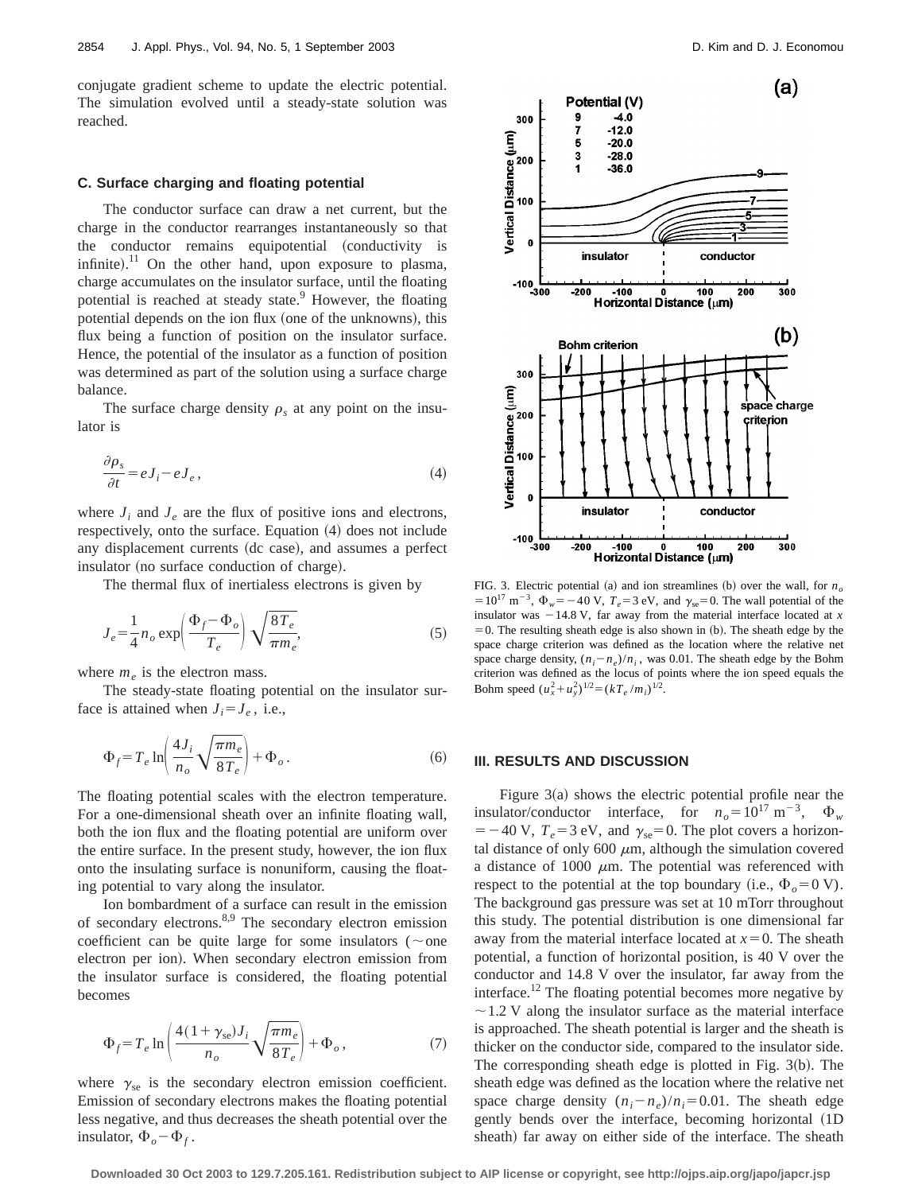conjugate gradient scheme to update the electric potential. The simulation evolved until a steady-state solution was reached.

### C. Surface charging and floating potential

The conductor surface can draw a net current, but the charge in the conductor rearranges instantaneously so that the conductor remains equipotential (conductivity is infinite).[11] On the other hand, upon exposure to plasma, charge accumulates on the insulator surface, until the floating potential is reached at steady state.[9] However, the floating potential depends on the ion flux (one of the unknowns), this flux being a function of position on the insulator surface. Hence, the potential of the insulator as a function of position was determined as part of the solution using a surface charge balance.

The surface charge density $\rho_s$ at any point on the insulator is

$$\frac{\partial \rho_s}{\partial t} = eJ_i - eJ_e, \tag{4}$$

where $J_i$ and $J_e$ are the flux of positive ions and electrons, respectively, onto the surface. Equation (4) does not include any displacement currents (dc case), and assumes a perfect insulator (no surface conduction of charge).

The thermal flux of inertialess electrons is given by

$$J_e = \frac{1}{4} n_o \exp\left(\frac{\Phi_f - \Phi_o}{T_e}\right) \sqrt{\frac{8T_e}{\pi m_e}}, \tag{5}$$

where $m_e$ is the electron mass.

The steady-state floating potential on the insulator surface is attained when $J_i = J_e$, i.e.,

$$\Phi_f = T_e \ln\left(\frac{4J_i}{n_o}\sqrt{\frac{\pi m_e}{8T_e}}\right) + \Phi_o. \tag{6}$$

The floating potential scales with the electron temperature. For a one-dimensional sheath over an infinite floating wall, both the ion flux and the floating potential are uniform over the entire surface. In the present study, however, the ion flux onto the insulating surface is nonuniform, causing the floating potential to vary along the insulator.

Ion bombardment of a surface can result in the emission of secondary electrons.[8,9] The secondary electron emission coefficient can be quite large for some insulators (~one electron per ion). When secondary electron emission from the insulator surface is considered, the floating potential becomes

$$\Phi_f = T_e \ln\left(\frac{4(1+\gamma_{se})J_i}{n_o}\sqrt{\frac{\pi m_e}{8T_e}}\right) + \Phi_o, \tag{7}$$

where $\gamma_{se}$ is the secondary electron emission coefficient. Emission of secondary electrons makes the floating potential less negative, and thus decreases the sheath potential over the insulator, $\Phi_o - \Phi_f$.

FIG. 3. Electric potential (a) and ion streamlines (b) over the wall, for $n_o = 10^{17}\ \mathrm{m}^{-3}$, $\Phi_w = -40$ V, $T_e = 3$ eV, and $\gamma_{se} = 0$. The wall potential of the insulator was $-14.8$ V, far away from the material interface located at $x = 0$. The resulting sheath edge is also shown in (b). The sheath edge by the space charge criterion was defined as the location where the relative net space charge density, $(n_i - n_e)/n_i$, was 0.01. The sheath edge by the Bohm criterion was defined as the locus of points where the ion speed equals the Bohm speed $(u_x^2 + u_y^2)^{1/2} = (kT_e/m_i)^{1/2}$.

## III. RESULTS AND DISCUSSION

Figure 3(a) shows the electric potential profile near the insulator/conductor interface, for $n_o = 10^{17}\ \mathrm{m}^{-3}$, $\Phi_w = -40$ V, $T_e = 3$ eV, and $\gamma_{se} = 0$. The plot covers a horizontal distance of only 600 $\mu$m, although the simulation covered a distance of 1000 $\mu$m. The potential was referenced with respect to the potential at the top boundary (i.e., $\Phi_o = 0$ V). The background gas pressure was set at 10 mTorr throughout this study. The potential distribution is one dimensional far away from the material interface located at $x = 0$. The sheath potential, a function of horizontal position, is 40 V over the conductor and 14.8 V over the insulator, far away from the interface.[12] The floating potential becomes more negative by ~1.2 V along the insulator surface as the material interface is approached. The sheath potential is larger and the sheath is thicker on the conductor side, compared to the insulator side. The corresponding sheath edge is plotted in Fig. 3(b). The sheath edge was defined as the location where the relative net space charge density $(n_i - n_e)/n_i = 0.01$. The sheath edge gently bends over the interface, becoming horizontal (1D sheath) far away on either side of the interface. The sheath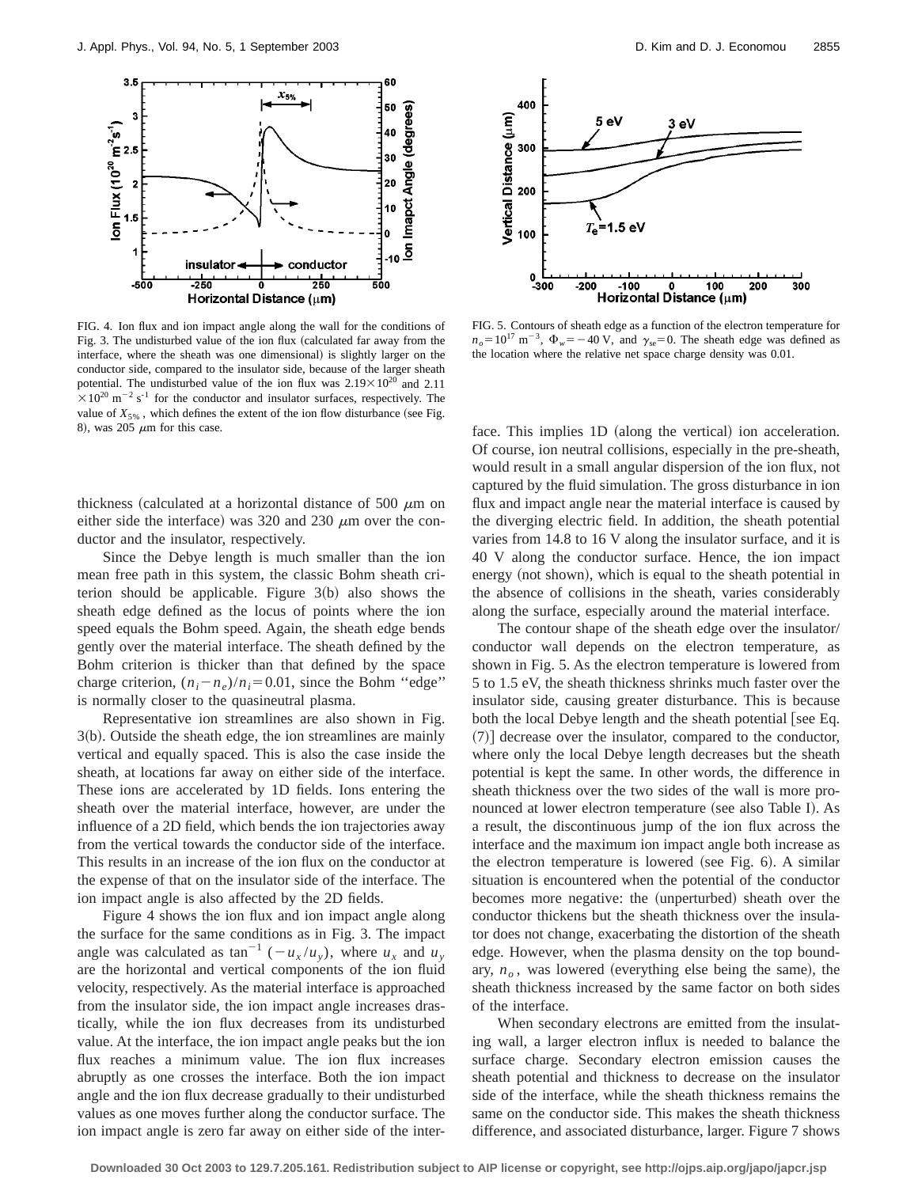FIG. 4. Ion flux and ion impact angle along the wall for the conditions of Fig. 3. The undisturbed value of the ion flux (calculated far away from the interface, where the sheath was one dimensional) is slightly larger on the conductor side, compared to the insulator side, because of the larger sheath potential. The undisturbed value of the ion flux was $2.19\times10^{20}$ and $2.11\times10^{20}\ \mathrm{m^{-2}\ s^{-1}}$ for the conductor and insulator surfaces, respectively. The value of $X_{5\%}$, which defines the extent of the ion flow disturbance (see Fig. 8), was 205 $\mu$m for this case.

FIG. 5. Contours of sheath edge as a function of the electron temperature for $n_o=10^{17}\ \mathrm{m^{-3}}$, $\Phi_w=-40$ V, and $\gamma_{se}=0$. The sheath edge was defined as the location where the relative net space charge density was 0.01.

thickness (calculated at a horizontal distance of 500 $\mu$m on either side the interface) was 320 and 230 $\mu$m over the conductor and the insulator, respectively.

Since the Debye length is much smaller than the ion mean free path in this system, the classic Bohm sheath criterion should be applicable. Figure 3(b) also shows the sheath edge defined as the locus of points where the ion speed equals the Bohm speed. Again, the sheath edge bends gently over the material interface. The sheath defined by the Bohm criterion is thicker than that defined by the space charge criterion, $(n_i-n_e)/n_i=0.01$, since the Bohm ''edge'' is normally closer to the quasineutral plasma.

Representative ion streamlines are also shown in Fig. 3(b). Outside the sheath edge, the ion streamlines are mainly vertical and equally spaced. This is also the case inside the sheath, at locations far away on either side of the interface. These ions are accelerated by 1D fields. Ions entering the sheath over the material interface, however, are under the influence of a 2D field, which bends the ion trajectories away from the vertical towards the conductor side of the interface. This results in an increase of the ion flux on the conductor at the expense of that on the insulator side of the interface. The ion impact angle is also affected by the 2D fields.

Figure 4 shows the ion flux and ion impact angle along the surface for the same conditions as in Fig. 3. The impact angle was calculated as $\tan^{-1}(-u_x/u_y)$, where $u_x$ and $u_y$ are the horizontal and vertical components of the ion fluid velocity, respectively. As the material interface is approached from the insulator side, the ion impact angle increases drastically, while the ion flux decreases from its undisturbed value. At the interface, the ion impact angle peaks but the ion flux reaches a minimum value. The ion flux increases abruptly as one crosses the interface. Both the ion impact angle and the ion flux decrease gradually to their undisturbed values as one moves further along the conductor surface. The ion impact angle is zero far away on either side of the interface. This implies 1D (along the vertical) ion acceleration. Of course, ion neutral collisions, especially in the pre-sheath, would result in a small angular dispersion of the ion flux, not captured by the fluid simulation. The gross disturbance in ion flux and impact angle near the material interface is caused by the diverging electric field. In addition, the sheath potential varies from 14.8 to 16 V along the insulator surface, and it is 40 V along the conductor surface. Hence, the ion impact energy (not shown), which is equal to the sheath potential in the absence of collisions in the sheath, varies considerably along the surface, especially around the material interface.

The contour shape of the sheath edge over the insulator/conductor wall depends on the electron temperature, as shown in Fig. 5. As the electron temperature is lowered from 5 to 1.5 eV, the sheath thickness shrinks much faster over the insulator side, causing greater disturbance. This is because both the local Debye length and the sheath potential [see Eq. (7)] decrease over the insulator, compared to the conductor, where only the local Debye length decreases but the sheath potential is kept the same. In other words, the difference in sheath thickness over the two sides of the wall is more pronounced at lower electron temperature (see also Table I). As a result, the discontinuous jump of the ion flux across the interface and the maximum ion impact angle both increase as the electron temperature is lowered (see Fig. 6). A similar situation is encountered when the potential of the conductor becomes more negative: the (unperturbed) sheath over the conductor thickens but the sheath thickness over the insulator does not change, exacerbating the distortion of the sheath edge. However, when the plasma density on the top boundary, $n_o$, was lowered (everything else being the same), the sheath thickness increased by the same factor on both sides of the interface.

When secondary electrons are emitted from the insulating wall, a larger electron influx is needed to balance the surface charge. Secondary electron emission causes the sheath potential and thickness to decrease on the insulator side of the interface, while the sheath thickness remains the same on the conductor side. This makes the sheath thickness difference, and associated disturbance, larger. Figure 7 shows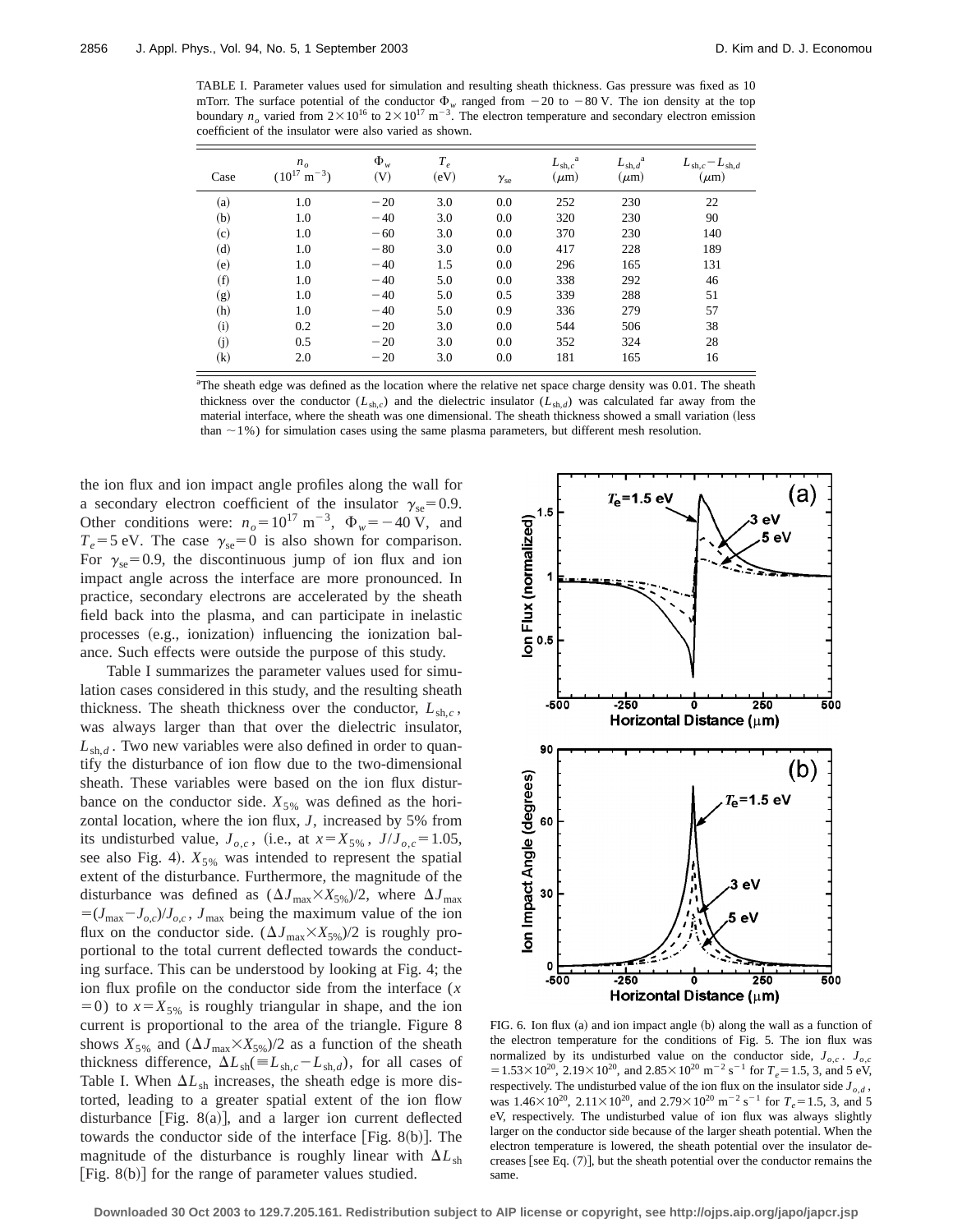TABLE I. Parameter values used for simulation and resulting sheath thickness. Gas pressure was fixed as 10 mTorr. The surface potential of the conductor $\Phi_w$ ranged from −20 to −80 V. The ion density at the top boundary $n_o$ varied from $2\times10^{16}$ to $2\times10^{17}$ m$^{-3}$. The electron temperature and secondary electron emission coefficient of the insulator were also varied as shown.

| Case | $n_o$ ($10^{17}$ m$^{-3}$) | $\Phi_w$ (V) | $T_e$ (eV) | $\gamma_{se}$ | $L_{sh,c}$[a] ($\mu$m) | $L_{sh,d}$[a] ($\mu$m) | $L_{sh,c}-L_{sh,d}$ ($\mu$m) |
|---|---|---|---|---|---|---|---|
| (a) | 1.0 | −20 | 3.0 | 0.0 | 252 | 230 | 22 |
| (b) | 1.0 | −40 | 3.0 | 0.0 | 320 | 230 | 90 |
| (c) | 1.0 | −60 | 3.0 | 0.0 | 370 | 230 | 140 |
| (d) | 1.0 | −80 | 3.0 | 0.0 | 417 | 228 | 189 |
| (e) | 1.0 | −40 | 1.5 | 0.0 | 296 | 165 | 131 |
| (f) | 1.0 | −40 | 5.0 | 0.0 | 338 | 292 | 46 |
| (g) | 1.0 | −40 | 5.0 | 0.5 | 339 | 288 | 51 |
| (h) | 1.0 | −40 | 5.0 | 0.9 | 336 | 279 | 57 |
| (i) | 0.2 | −20 | 3.0 | 0.0 | 544 | 506 | 38 |
| (j) | 0.5 | −20 | 3.0 | 0.0 | 352 | 324 | 28 |
| (k) | 2.0 | −20 | 3.0 | 0.0 | 181 | 165 | 16 |

[a]The sheath edge was defined as the location where the relative net space charge density was 0.01. The sheath thickness over the conductor ($L_{sh,c}$) and the dielectric insulator ($L_{sh,d}$) was calculated far away from the material interface, where the sheath was one dimensional. The sheath thickness showed a small variation (less than ~1%) for simulation cases using the same plasma parameters, but different mesh resolution.

the ion flux and ion impact angle profiles along the wall for a secondary electron coefficient of the insulator $\gamma_{se}=0.9$. Other conditions were: $n_o=10^{17}$ m$^{-3}$, $\Phi_w=-40$ V, and $T_e=5$ eV. The case $\gamma_{se}=0$ is also shown for comparison. For $\gamma_{se}=0.9$, the discontinuous jump of ion flux and ion impact angle across the interface are more pronounced. In practice, secondary electrons are accelerated by the sheath field back into the plasma, and can participate in inelastic processes (e.g., ionization) influencing the ionization balance. Such effects were outside the purpose of this study.

Table I summarizes the parameter values used for simulation cases considered in this study, and the resulting sheath thickness. The sheath thickness over the conductor, $L_{sh,c}$, was always larger than that over the dielectric insulator, $L_{sh,d}$. Two new variables were also defined in order to quantify the disturbance of ion flow due to the two-dimensional sheath. These variables were based on the ion flux disturbance on the conductor side. $X_{5\%}$ was defined as the horizontal location, where the ion flux, $J$, increased by 5% from its undisturbed value, $J_{o,c}$, (i.e., at $x=X_{5\%}$, $J/J_{o,c}=1.05$, see also Fig. 4). $X_{5\%}$ was intended to represent the spatial extent of the disturbance. Furthermore, the magnitude of the disturbance was defined as $(\Delta J_{max}\times X_{5\%})/2$, where $\Delta J_{max}=(J_{max}-J_{o,c})/J_{o,c}$, $J_{max}$ being the maximum value of the ion flux on the conductor side. $(\Delta J_{max}\times X_{5\%})/2$ is roughly proportional to the total current deflected towards the conducting surface. This can be understood by looking at Fig. 4; the ion flux profile on the conductor side from the interface ($x=0$) to $x=X_{5\%}$ is roughly triangular in shape, and the ion current is proportional to the area of the triangle. Figure 8 shows $X_{5\%}$ and $(\Delta J_{max}\times X_{5\%})/2$ as a function of the sheath thickness difference, $\Delta L_{sh}(\equiv L_{sh,c}-L_{sh,d})$, for all cases of Table I. When $\Delta L_{sh}$ increases, the sheath edge is more distorted, leading to a greater spatial extent of the ion flow disturbance [Fig. 8(a)], and a larger ion current deflected towards the conductor side of the interface [Fig. 8(b)]. The magnitude of the disturbance is roughly linear with $\Delta L_{sh}$ [Fig. 8(b)] for the range of parameter values studied.

FIG. 6. Ion flux (a) and ion impact angle (b) along the wall as a function of the electron temperature for the conditions of Fig. 5. The ion flux was normalized by its undisturbed value on the conductor side, $J_{o,c}$. $J_{o,c}=1.53\times10^{20}$, $2.19\times10^{20}$, and $2.85\times10^{20}$ m$^{-2}$ s$^{-1}$ for $T_e=1.5$, 3, and 5 eV, respectively. The undisturbed value of the ion flux on the insulator side $J_{o,d}$, was $1.46\times10^{20}$, $2.11\times10^{20}$, and $2.79\times10^{20}$ m$^{-2}$ s$^{-1}$ for $T_e=1.5$, 3, and 5 eV, respectively. The undisturbed value of ion flux was always slightly larger on the conductor side because of the larger sheath potential. When the electron temperature is lowered, the sheath potential over the insulator decreases [see Eq. (7)], but the sheath potential over the conductor remains the same.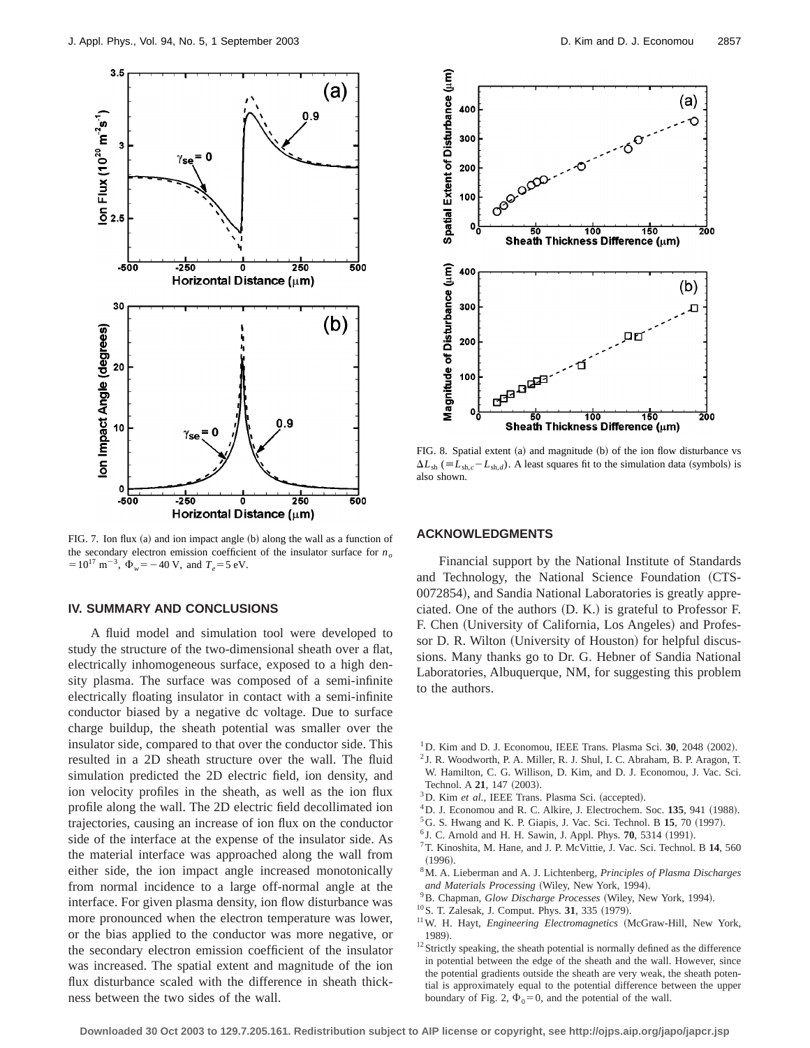(a)

0.9

$\gamma_{se} = 0$

Ion Flux ($10^{20}$ m$^{-2}$s$^{-1}$)

3.5

3

2.5

-500 -250 0 250 500

Horizontal Distance (μm)

(b)

Ion Impact Angle (degrees)

30

20

10

0

$\gamma_{se} = 0$

0.9

-500 -250 0 250 500

Horizontal Distance (μm)

FIG. 7. Ion flux (a) and ion impact angle (b) along the wall as a function of the secondary electron emission coefficient of the insulator surface for $n_o = 10^{17}$ m$^{-3}$, $\Phi_w = -40$ V, and $T_e = 5$ eV.

(a)

Spatial Extent of Disturbance (μm)

400

300

200

100

0

0 50 100 150 200

Sheath Thickness Difference (μm)

(b)

Magnitude of Disturbance (μm)

400

300

200

100

0

0 50 100 150 200

Sheath Thickness Difference (μm)

FIG. 8. Spatial extent (a) and magnitude (b) of the ion flow disturbance vs $\Delta L_{sh}$ ($\equiv L_{sh,c} - L_{sh,d}$). A least squares fit to the simulation data (symbols) is also shown.

## IV. SUMMARY AND CONCLUSIONS

A fluid model and simulation tool were developed to study the structure of the two-dimensional sheath over a flat, electrically inhomogeneous surface, exposed to a high density plasma. The surface was composed of a semi-infinite electrically floating insulator in contact with a semi-infinite conductor biased by a negative dc voltage. Due to surface charge buildup, the sheath potential was smaller over the insulator side, compared to that over the conductor side. This resulted in a 2D sheath structure over the wall. The fluid simulation predicted the 2D electric field, ion density, and ion velocity profiles in the sheath, as well as the ion flux profile along the wall. The 2D electric field decollimated ion trajectories, causing an increase of ion flux on the conductor side of the interface at the expense of the insulator side. As the material interface was approached along the wall from either side, the ion impact angle increased monotonically from normal incidence to a large off-normal angle at the interface. For given plasma density, ion flow disturbance was more pronounced when the electron temperature was lower, or the bias applied to the conductor was more negative, or the secondary electron emission coefficient of the insulator was increased. The spatial extent and magnitude of the ion flux disturbance scaled with the difference in sheath thickness between the two sides of the wall.

## ACKNOWLEDGMENTS

Financial support by the National Institute of Standards and Technology, the National Science Foundation (CTS-0072854), and Sandia National Laboratories is greatly appreciated. One of the authors (D. K.) is grateful to Professor F. F. Chen (University of California, Los Angeles) and Professor D. R. Wilton (University of Houston) for helpful discussions. Many thanks go to Dr. G. Hebner of Sandia National Laboratories, Albuquerque, NM, for suggesting this problem to the authors.

[1] D. Kim and D. J. Economou, IEEE Trans. Plasma Sci. **30**, 2048 (2002).

[2] J. R. Woodworth, P. A. Miller, R. J. Shul, I. C. Abraham, B. P. Aragon, T. W. Hamilton, C. G. Willison, D. Kim, and D. J. Economou, J. Vac. Sci. Technol. A **21**, 147 (2003).

[3] D. Kim *et al.*, IEEE Trans. Plasma Sci. (accepted).

[4] D. J. Economou and R. C. Alkire, J. Electrochem. Soc. **135**, 941 (1988).

[5] G. S. Hwang and K. P. Giapis, J. Vac. Sci. Technol. B **15**, 70 (1997).

[6] J. C. Arnold and H. H. Sawin, J. Appl. Phys. **70**, 5314 (1991).

[7] T. Kinoshita, M. Hane, and J. P. McVittie, J. Vac. Sci. Technol. B **14**, 560 (1996).

[8] M. A. Lieberman and A. J. Lichtenberg, *Principles of Plasma Discharges and Materials Processing* (Wiley, New York, 1994).

[9] B. Chapman, *Glow Discharge Processes* (Wiley, New York, 1994).

[10] S. T. Zalesak, J. Comput. Phys. **31**, 335 (1979).

[11] W. H. Hayt, *Engineering Electromagnetics* (McGraw-Hill, New York, 1989).

[12] Strictly speaking, the sheath potential is normally defined as the difference in potential between the edge of the sheath and the wall. However, since the potential gradients outside the sheath are very weak, the sheath potential is approximately equal to the potential difference between the upper boundary of Fig. 2, $\Phi_0 = 0$, and the potential of the wall.